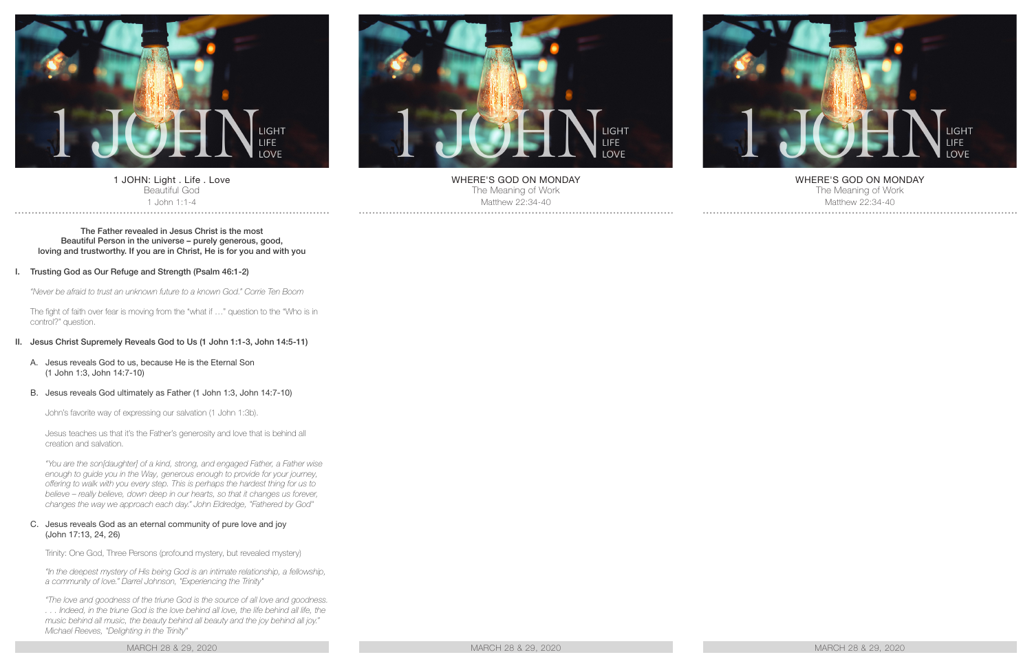1 JOHN LIGHT LIFE LOVE

1 JOHN: Light . Life . Love

Beautiful God

1 John 1:1-4

**The Father revealed in Jesus Christ is the most Beautiful Person in the universe – purely generous, good, loving and trustworthy. If you are in Christ, He is for you and with you**

I. Trusting God as Our Refuge and Strength (Psalm 46:1-2)

*"Never be afraid to trust an unknown future to a known God." Corrie Ten Boom*

The fight of faith over fear is moving from the "what if …" question to the "Who is in control?" question.

II. Jesus Christ Supremely Reveals God to Us (1 John 1:1-3, John 14:5-11)

A. Jesus reveals God to us, because He is the Eternal Son (1 John 1:3, John 14:7-10)

B. Jesus reveals God ultimately as Father (1 John 1:3, John 14:7-10)

John's favorite way of expressing our salvation (1 John 1:3b).

Jesus teaches us that it's the Father's generosity and love that is behind all creation and salvation.

*"You are the son[daughter] of a kind, strong, and engaged Father, a Father wise enough to guide you in the Way, generous enough to provide for your journey, offering to walk with you every step. This is perhaps the hardest thing for us to believe – really believe, down deep in our hearts, so that it changes us forever, changes the way we approach each day." John Eldredge, "Fathered by God"*

C. Jesus reveals God as an eternal community of pure love and joy (John 17:13, 24, 26)

Trinity: One God, Three Persons (profound mystery, but revealed mystery)

*"In the deepest mystery of His being God is an intimate relationship, a fellowship, a community of love." Darrel Johnson, "Experiencing the Trinity"*

*"The love and goodness of the triune God is the source of all love and goodness. . . . Indeed, in the triune God is the love behind all love, the life behind all life, the music behind all music, the beauty behind all beauty and the joy behind all joy." Michael Reeves, "Delighting in the Trinity"*

MARCH 28 & 29, 2020

1 JOHN LIGHT LIFE LOVE

WHERE'S GOD ON MONDAY

The Meaning of Work

Matthew 22:34-40

MARCH 28 & 29, 2020

1 JOHN LIGHT LIFE LOVE

WHERE'S GOD ON MONDAY

The Meaning of Work

Matthew 22:34-40

MARCH 28 & 29, 2020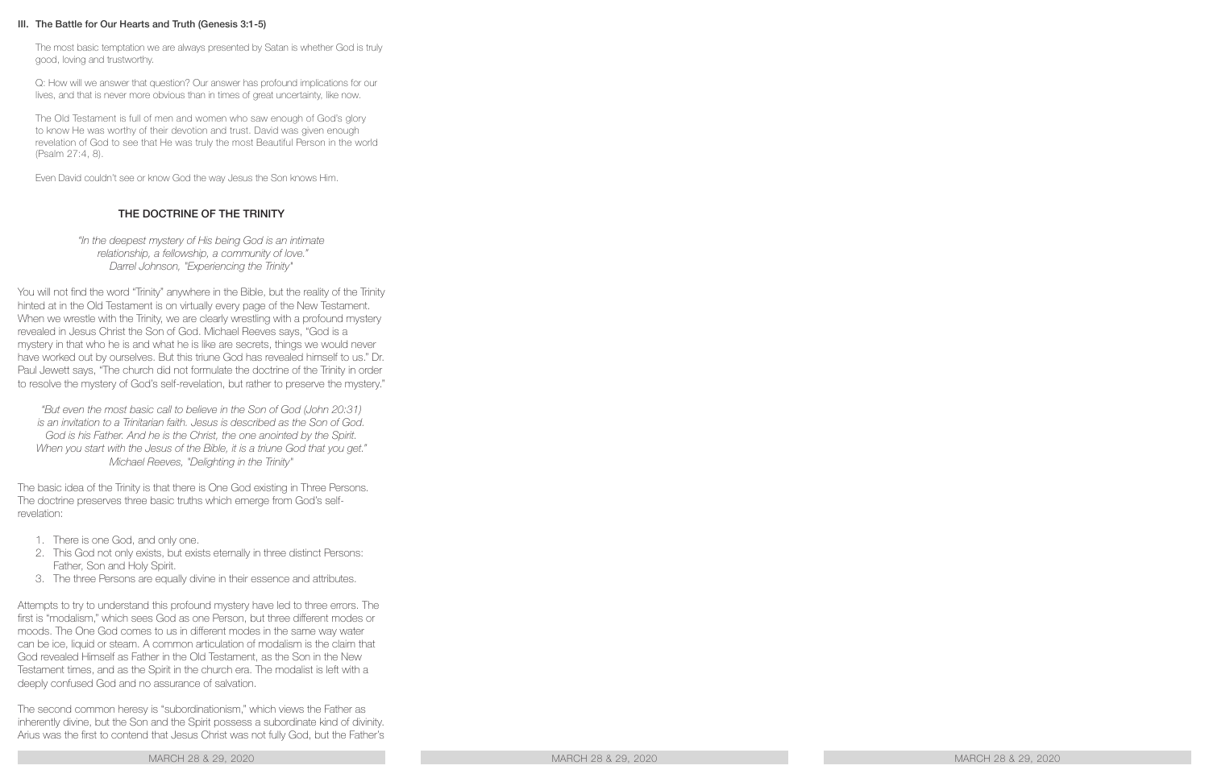### III. The Battle for Our Hearts and Truth (Genesis 3:1-5)

The most basic temptation we are always presented by Satan is whether God is truly good, loving and trustworthy.

Q: How will we answer that question? Our answer has profound implications for our lives, and that is never more obvious than in times of great uncertainty, like now.

The Old Testament is full of men and women who saw enough of God's glory to know He was worthy of their devotion and trust. David was given enough revelation of God to see that He was truly the most Beautiful Person in the world (Psalm 27:4, 8).

Even David couldn't see or know God the way Jesus the Son knows Him.

## THE DOCTRINE OF THE TRINITY

*"In the deepest mystery of His being God is an intimate relationship, a fellowship, a community of love."*
*Darrel Johnson, "Experiencing the Trinity"*

You will not find the word "Trinity" anywhere in the Bible, but the reality of the Trinity hinted at in the Old Testament is on virtually every page of the New Testament. When we wrestle with the Trinity, we are clearly wrestling with a profound mystery revealed in Jesus Christ the Son of God. Michael Reeves says, "God is a mystery in that who he is and what he is like are secrets, things we would never have worked out by ourselves. But this triune God has revealed himself to us." Dr. Paul Jewett says, "The church did not formulate the doctrine of the Trinity in order to resolve the mystery of God's self-revelation, but rather to preserve the mystery."

*"But even the most basic call to believe in the Son of God (John 20:31) is an invitation to a Trinitarian faith. Jesus is described as the Son of God. God is his Father. And he is the Christ, the one anointed by the Spirit. When you start with the Jesus of the Bible, it is a triune God that you get."*
*Michael Reeves, "Delighting in the Trinity"*

The basic idea of the Trinity is that there is One God existing in Three Persons. The doctrine preserves three basic truths which emerge from God's self-revelation:

1. There is one God, and only one.
2. This God not only exists, but exists eternally in three distinct Persons: Father, Son and Holy Spirit.
3. The three Persons are equally divine in their essence and attributes.

Attempts to try to understand this profound mystery have led to three errors. The first is "modalism," which sees God as one Person, but three different modes or moods. The One God comes to us in different modes in the same way water can be ice, liquid or steam. A common articulation of modalism is the claim that God revealed Himself as Father in the Old Testament, as the Son in the New Testament times, and as the Spirit in the church era. The modalist is left with a deeply confused God and no assurance of salvation.

The second common heresy is "subordinationism," which views the Father as inherently divine, but the Son and the Spirit possess a subordinate kind of divinity. Arius was the first to contend that Jesus Christ was not fully God, but the Father's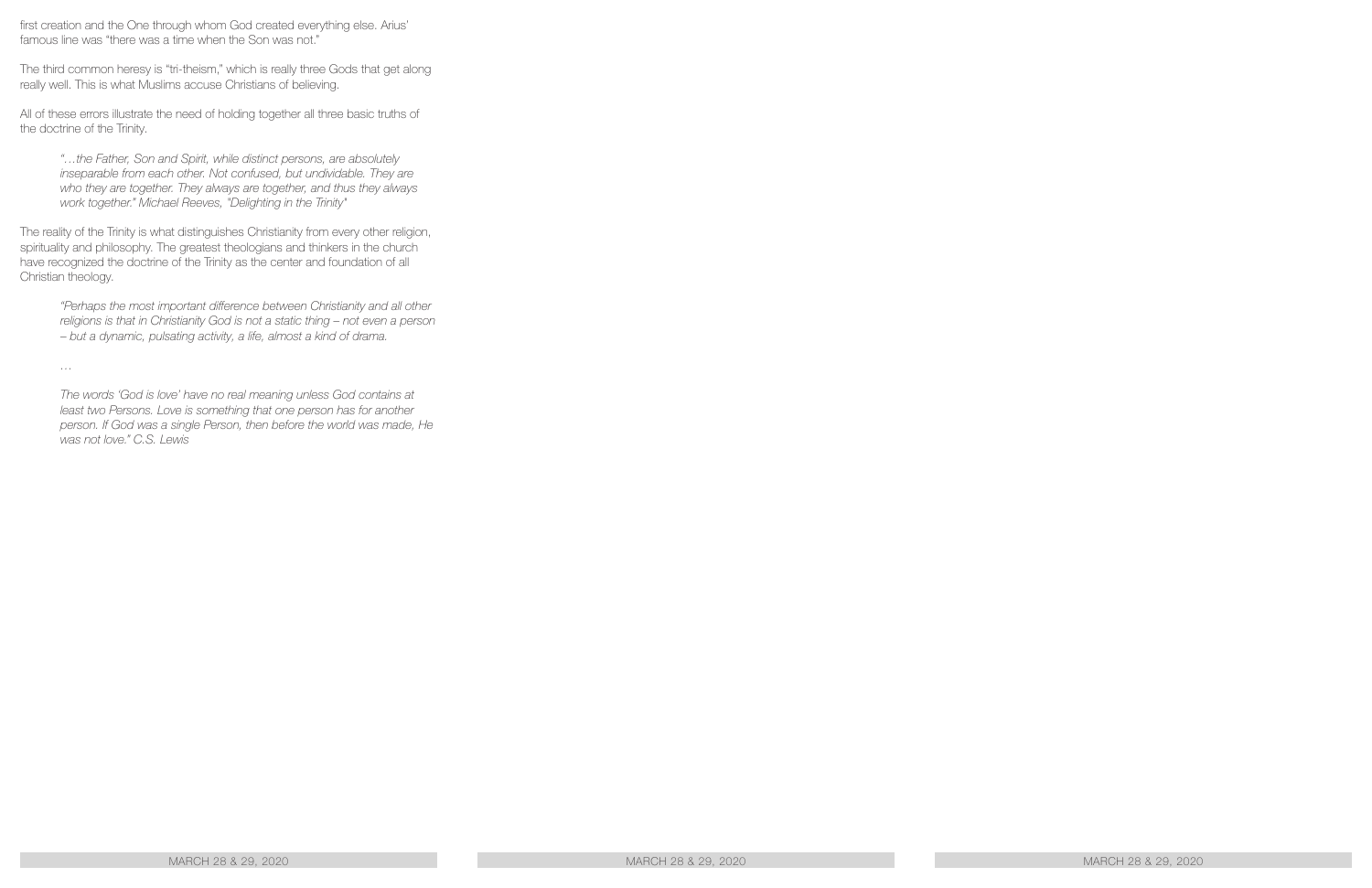first creation and the One through whom God created everything else. Arius' famous line was "there was a time when the Son was not."

The third common heresy is "tri-theism," which is really three Gods that get along really well. This is what Muslims accuse Christians of believing.

All of these errors illustrate the need of holding together all three basic truths of the doctrine of the Trinity.

> *"…the Father, Son and Spirit, while distinct persons, are absolutely inseparable from each other. Not confused, but undividable. They are who they are together. They always are together, and thus they always work together." Michael Reeves, "Delighting in the Trinity"*

The reality of the Trinity is what distinguishes Christianity from every other religion, spirituality and philosophy. The greatest theologians and thinkers in the church have recognized the doctrine of the Trinity as the center and foundation of all Christian theology.

> *"Perhaps the most important difference between Christianity and all other religions is that in Christianity God is not a static thing – not even a person – but a dynamic, pulsating activity, a life, almost a kind of drama.*
>
> *…*
>
> *The words 'God is love' have no real meaning unless God contains at least two Persons. Love is something that one person has for another person. If God was a single Person, then before the world was made, He was not love." C.S. Lewis*